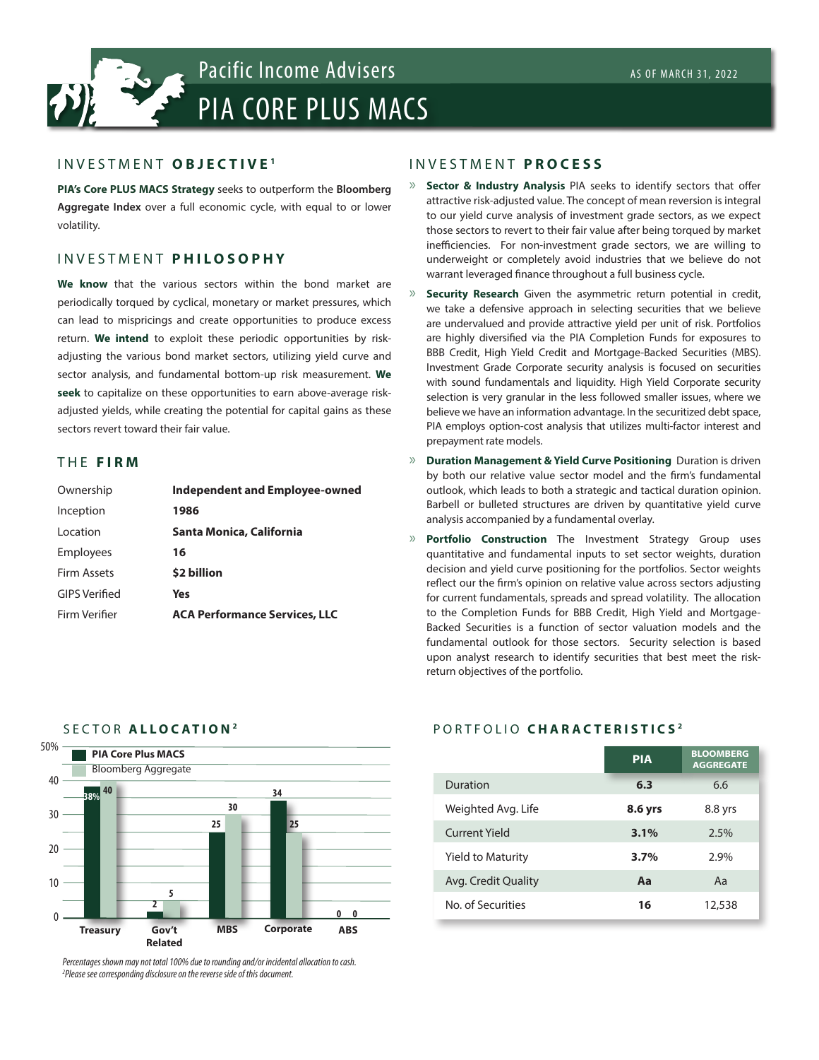# Pacific Income Advisers

# PIA CORE PLUS MACS

AS OF MARCH 31, 2022

## INVESTMENT OBJECTIVE[1]

**PIA's Core PLUS MACS Strategy** seeks to outperform the **Bloomberg Aggregate Index** over a full economic cycle, with equal to or lower volatility.

## INVESTMENT PHILOSOPHY

**We know** that the various sectors within the bond market are periodically torqued by cyclical, monetary or market pressures, which can lead to mispricings and create opportunities to produce excess return. **We intend** to exploit these periodic opportunities by risk-adjusting the various bond market sectors, utilizing yield curve and sector analysis, and fundamental bottom-up risk measurement. **We seek** to capitalize on these opportunities to earn above-average risk-adjusted yields, while creating the potential for capital gains as these sectors revert toward their fair value.

## THE FIRM

| | |
|---|---|
| Ownership | **Independent and Employee-owned** |
| Inception | **1986** |
| Location | **Santa Monica, California** |
| Employees | **16** |
| Firm Assets | **$2 billion** |
| GIPS Verified | **Yes** |
| Firm Verifier | **ACA Performance Services, LLC** |

## INVESTMENT PROCESS

- **Sector & Industry Analysis** PIA seeks to identify sectors that offer attractive risk-adjusted value. The concept of mean reversion is integral to our yield curve analysis of investment grade sectors, as we expect those sectors to revert to their fair value after being torqued by market inefficiencies. For non-investment grade sectors, we are willing to underweight or completely avoid industries that we believe do not warrant leveraged finance throughout a full business cycle.
- **Security Research** Given the asymmetric return potential in credit, we take a defensive approach in selecting securities that we believe are undervalued and provide attractive yield per unit of risk. Portfolios are highly diversified via the PIA Completion Funds for exposures to BBB Credit, High Yield Credit and Mortgage-Backed Securities (MBS). Investment Grade Corporate security analysis is focused on securities with sound fundamentals and liquidity. High Yield Corporate security selection is very granular in the less followed smaller issues, where we believe we have an information advantage. In the securitized debt space, PIA employs option-cost analysis that utilizes multi-factor interest and prepayment rate models.
- **Duration Management & Yield Curve Positioning** Duration is driven by both our relative value sector model and the firm's fundamental outlook, which leads to both a strategic and tactical duration opinion. Barbell or bulleted structures are driven by quantitative yield curve analysis accompanied by a fundamental overlay.
- **Portfolio Construction** The Investment Strategy Group uses quantitative and fundamental inputs to set sector weights, duration decision and yield curve positioning for the portfolios. Sector weights reflect our the firm's opinion on relative value across sectors adjusting for current fundamentals, spreads and spread volatility. The allocation to the Completion Funds for BBB Credit, High Yield and Mortgage-Backed Securities is a function of sector valuation models and the fundamental outlook for those sectors. Security selection is based upon analyst research to identify securities that best meet the risk-return objectives of the portfolio.

## SECTOR ALLOCATION[2]

| Sector | PIA Core Plus MACS | Bloomberg Aggregate |
|---|---|---|
| Treasury | 38% | 40 |
| Gov't Related | 2 | 5 |
| MBS | 25 | 30 |
| Corporate | 34 | 25 |
| ABS | 0 | 0 |

*Percentages shown may not total 100% due to rounding and/or incidental allocation to cash.*
*[2]Please see corresponding disclosure on the reverse side of this document.*

## PORTFOLIO CHARACTERISTICS[2]

| | PIA | BLOOMBERG AGGREGATE |
|---|---|---|
| Duration | **6.3** | 6.6 |
| Weighted Avg. Life | **8.6 yrs** | 8.8 yrs |
| Current Yield | **3.1%** | 2.5% |
| Yield to Maturity | **3.7%** | 2.9% |
| Avg. Credit Quality | **Aa** | Aa |
| No. of Securities | **16** | 12,538 |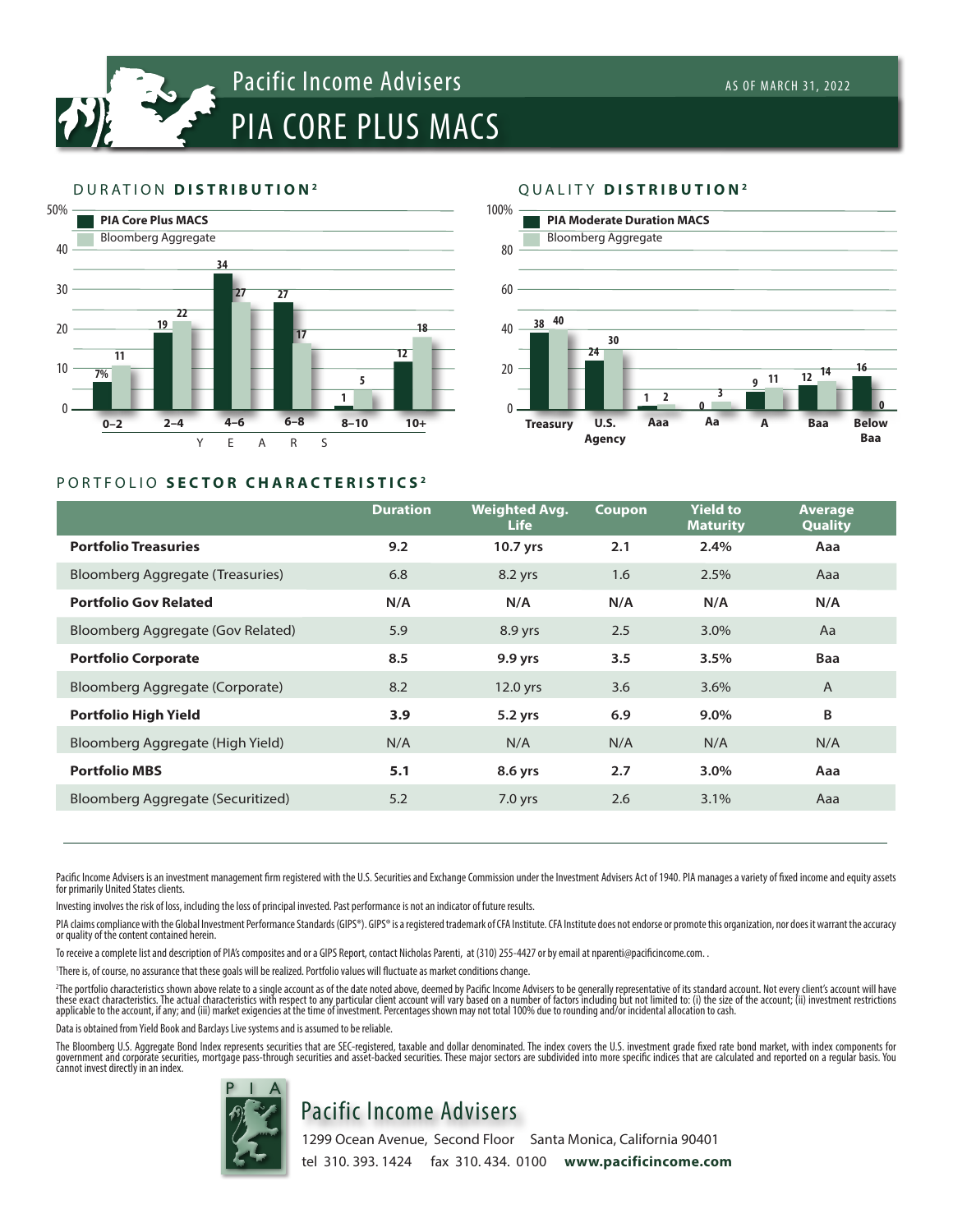# Pacific Income Advisers

AS OF MARCH 31, 2022

# PIA CORE PLUS MACS

## DURATION DISTRIBUTION[2]

50%
40
30
20
10
0

PIA Core Plus MACS
Bloomberg Aggregate

7% 11
19 22
34 27
27 17
1 5
12 18

0–2 2–4 4–6 6–8 8–10 10+

YEARS

## QUALITY DISTRIBUTION[2]

100%
80
60
40
20
0

PIA Moderate Duration MACS
Bloomberg Aggregate

38 40
24 30
1 2
0 3
9 11
12 14
16 0

Treasury U.S. Agency Aaa Aa A Baa Below Baa

## PORTFOLIO SECTOR CHARACTERISTICS[2]

| | Duration | Weighted Avg. Life | Coupon | Yield to Maturity | Average Quality |
|---|---|---|---|---|---|
| **Portfolio Treasuries** | **9.2** | **10.7 yrs** | **2.1** | **2.4%** | **Aaa** |
| Bloomberg Aggregate (Treasuries) | 6.8 | 8.2 yrs | 1.6 | 2.5% | Aaa |
| **Portfolio Gov Related** | **N/A** | **N/A** | **N/A** | **N/A** | **N/A** |
| Bloomberg Aggregate (Gov Related) | 5.9 | 8.9 yrs | 2.5 | 3.0% | Aa |
| **Portfolio Corporate** | **8.5** | **9.9 yrs** | **3.5** | **3.5%** | **Baa** |
| Bloomberg Aggregate (Corporate) | 8.2 | 12.0 yrs | 3.6 | 3.6% | A |
| **Portfolio High Yield** | **3.9** | **5.2 yrs** | **6.9** | **9.0%** | **B** |
| Bloomberg Aggregate (High Yield) | N/A | N/A | N/A | N/A | N/A |
| **Portfolio MBS** | **5.1** | **8.6 yrs** | **2.7** | **3.0%** | **Aaa** |
| Bloomberg Aggregate (Securitized) | 5.2 | 7.0 yrs | 2.6 | 3.1% | Aaa |

Pacific Income Advisers is an investment management firm registered with the U.S. Securities and Exchange Commission under the Investment Advisers Act of 1940. PIA manages a variety of fixed income and equity assets for primarily United States clients.

Investing involves the risk of loss, including the loss of principal invested. Past performance is not an indicator of future results.

PIA claims compliance with the Global Investment Performance Standards (GIPS®). GIPS® is a registered trademark of CFA Institute. CFA Institute does not endorse or promote this organization, nor does it warrant the accuracy or quality of the content contained herein.

To receive a complete list and description of PIA's composites and or a GIPS Report, contact Nicholas Parenti, at (310) 255-4427 or by email at nparenti@pacificincome.com. .

[1]There is, of course, no assurance that these goals will be realized. Portfolio values will fluctuate as market conditions change.

[2]The portfolio characteristics shown above relate to a single account as of the date noted above, deemed by Pacific Income Advisers to be generally representative of its standard account. Not every client's account will have these exact characteristics. The actual characteristics with respect to any particular client account will vary based on a number of factors including but not limited to: (i) the size of the account; (ii) investment restrictions applicable to the account, if any; and (iii) market exigencies at the time of investment. Percentages shown may not total 100% due to rounding and/or incidental allocation to cash.

Data is obtained from Yield Book and Barclays Live systems and is assumed to be reliable.

The Bloomberg U.S. Aggregate Bond Index represents securities that are SEC-registered, taxable and dollar denominated. The index covers the U.S. investment grade fixed rate bond market, with index components for government and corporate securities, mortgage pass-through securities and asset-backed securities. These major sectors are subdivided into more specific indices that are calculated and reported on a regular basis. You cannot invest directly in an index.

Pacific Income Advisers

1299 Ocean Avenue, Second Floor Santa Monica, California 90401

tel 310. 393. 1424 fax 310. 434. 0100 **www.pacificincome.com**